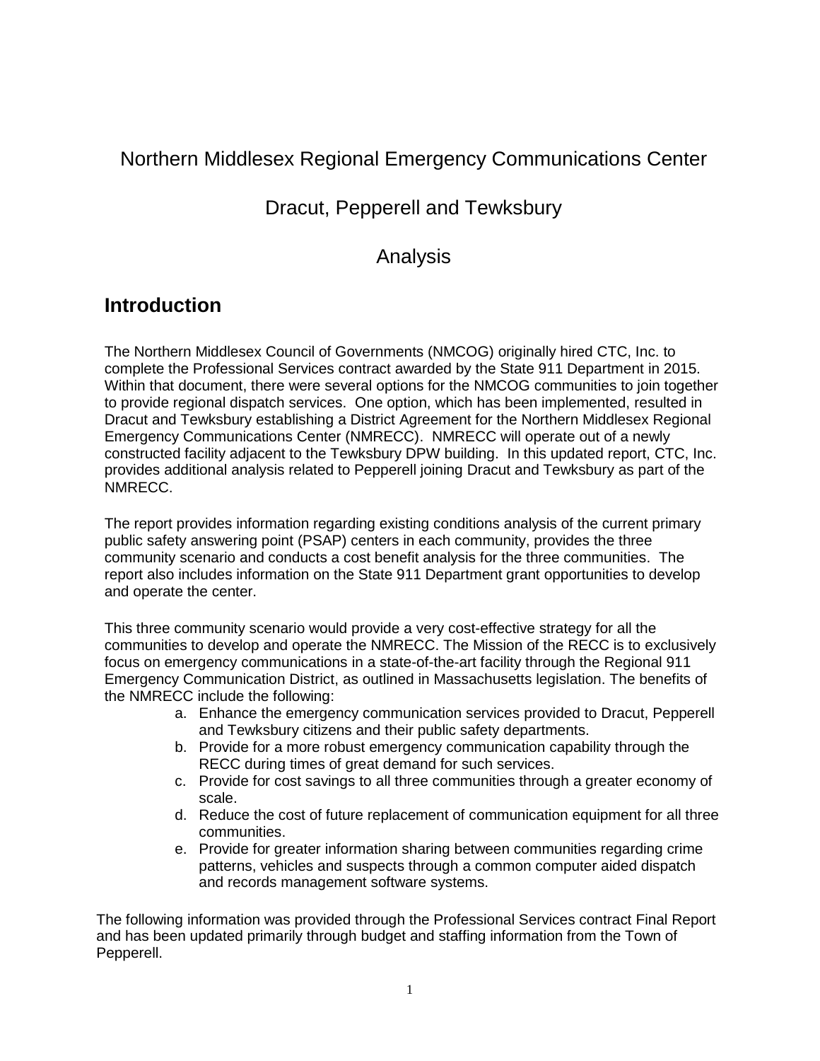Northern Middlesex Regional Emergency Communications Center

Dracut, Pepperell and Tewksbury

Analysis

## Introduction

The Northern Middlesex Council of Governments (NMCOG) originally hired CTC, Inc. to complete the Professional Services contract awarded by the State 911 Department in 2015. Within that document, there were several options for the NMCOG communities to join together to provide regional dispatch services. One option, which has been implemented, resulted in Dracut and Tewksbury establishing a District Agreement for the Northern Middlesex Regional Emergency Communications Center (NMRECC). NMRECC will operate out of a newly constructed facility adjacent to the Tewksbury DPW building. In this updated report, CTC, Inc. provides additional analysis related to Pepperell joining Dracut and Tewksbury as part of the NMRECC.

The report provides information regarding existing conditions analysis of the current primary public safety answering point (PSAP) centers in each community, provides the three community scenario and conducts a cost benefit analysis for the three communities. The report also includes information on the State 911 Department grant opportunities to develop and operate the center.

This three community scenario would provide a very cost-effective strategy for all the communities to develop and operate the NMRECC. The Mission of the RECC is to exclusively focus on emergency communications in a state-of-the-art facility through the Regional 911 Emergency Communication District, as outlined in Massachusetts legislation. The benefits of the NMRECC include the following:

a. Enhance the emergency communication services provided to Dracut, Pepperell and Tewksbury citizens and their public safety departments.
b. Provide for a more robust emergency communication capability through the RECC during times of great demand for such services.
c. Provide for cost savings to all three communities through a greater economy of scale.
d. Reduce the cost of future replacement of communication equipment for all three communities.
e. Provide for greater information sharing between communities regarding crime patterns, vehicles and suspects through a common computer aided dispatch and records management software systems.

The following information was provided through the Professional Services contract Final Report and has been updated primarily through budget and staffing information from the Town of Pepperell.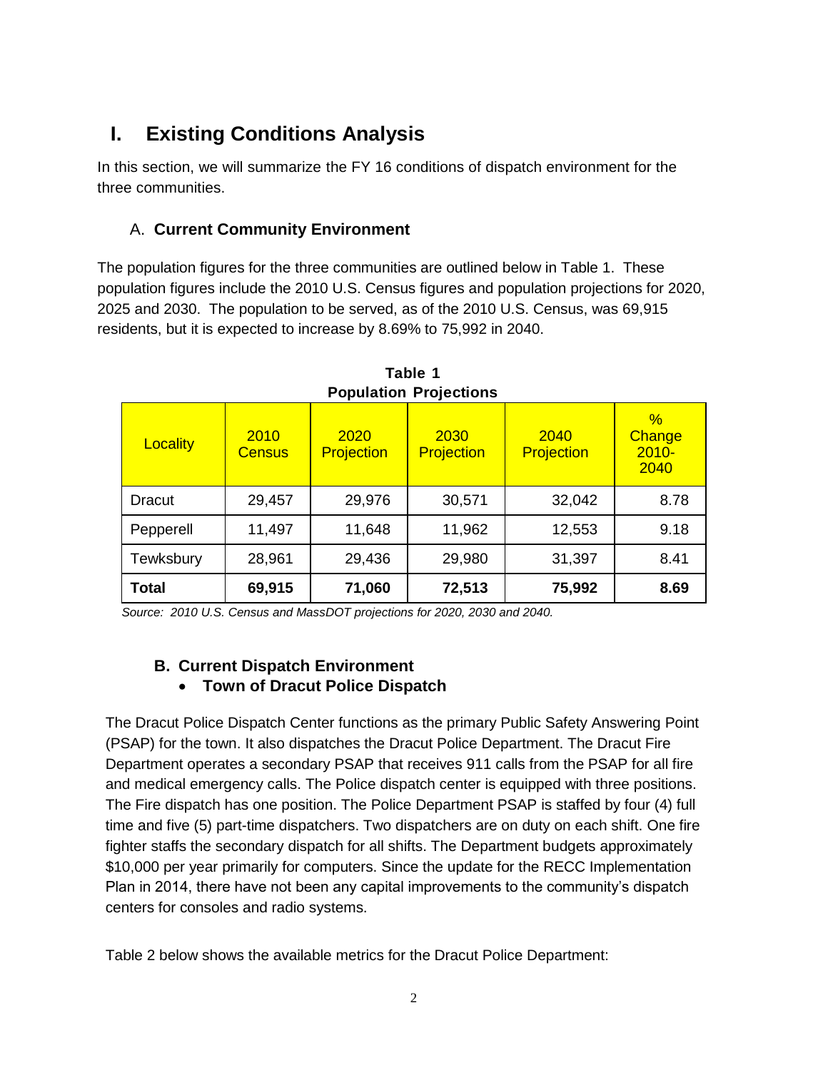# I. Existing Conditions Analysis

In this section, we will summarize the FY 16 conditions of dispatch environment for the three communities.

## A. Current Community Environment

The population figures for the three communities are outlined below in Table 1. These population figures include the 2010 U.S. Census figures and population projections for 2020, 2025 and 2030. The population to be served, as of the 2010 U.S. Census, was 69,915 residents, but it is expected to increase by 8.69% to 75,992 in 2040.

**Table 1**
**Population Projections**

| Locality | 2010 Census | 2020 Projection | 2030 Projection | 2040 Projection | % Change 2010-2040 |
|---|---|---|---|---|---|
| Dracut | 29,457 | 29,976 | 30,571 | 32,042 | 8.78 |
| Pepperell | 11,497 | 11,648 | 11,962 | 12,553 | 9.18 |
| Tewksbury | 28,961 | 29,436 | 29,980 | 31,397 | 8.41 |
| **Total** | **69,915** | **71,060** | **72,513** | **75,992** | **8.69** |

*Source: 2010 U.S. Census and MassDOT projections for 2020, 2030 and 2040.*

## B. Current Dispatch Environment

- **Town of Dracut Police Dispatch**

The Dracut Police Dispatch Center functions as the primary Public Safety Answering Point (PSAP) for the town. It also dispatches the Dracut Police Department. The Dracut Fire Department operates a secondary PSAP that receives 911 calls from the PSAP for all fire and medical emergency calls. The Police dispatch center is equipped with three positions. The Fire dispatch has one position. The Police Department PSAP is staffed by four (4) full time and five (5) part-time dispatchers. Two dispatchers are on duty on each shift. One fire fighter staffs the secondary dispatch for all shifts. The Department budgets approximately $10,000 per year primarily for computers. Since the update for the RECC Implementation Plan in 2014, there have not been any capital improvements to the community's dispatch centers for consoles and radio systems.

Table 2 below shows the available metrics for the Dracut Police Department: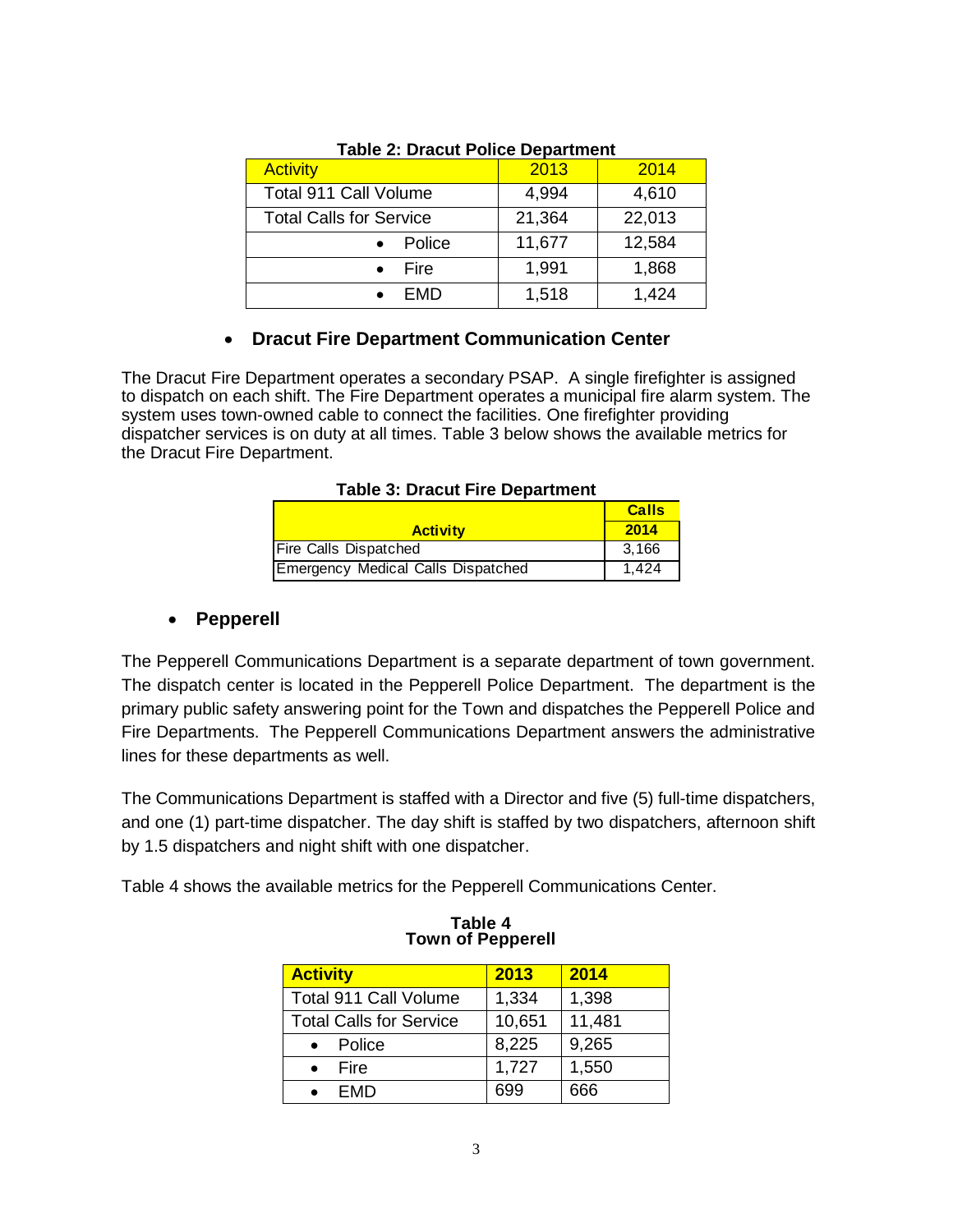**Table 2: Dracut Police Department**

| Activity | 2013 | 2014 |
|---|---|---|
| Total 911 Call Volume | 4,994 | 4,610 |
| Total Calls for Service | 21,364 | 22,013 |
| • Police | 11,677 | 12,584 |
| • Fire | 1,991 | 1,868 |
| • EMD | 1,518 | 1,424 |

- **Dracut Fire Department Communication Center**

The Dracut Fire Department operates a secondary PSAP. A single firefighter is assigned to dispatch on each shift. The Fire Department operates a municipal fire alarm system. The system uses town-owned cable to connect the facilities. One firefighter providing dispatcher services is on duty at all times. Table 3 below shows the available metrics for the Dracut Fire Department.

**Table 3: Dracut Fire Department**

| Activity | Calls 2014 |
|---|---|
| Fire Calls Dispatched | 3,166 |
| Emergency Medical Calls Dispatched | 1,424 |

- **Pepperell**

The Pepperell Communications Department is a separate department of town government. The dispatch center is located in the Pepperell Police Department. The department is the primary public safety answering point for the Town and dispatches the Pepperell Police and Fire Departments. The Pepperell Communications Department answers the administrative lines for these departments as well.

The Communications Department is staffed with a Director and five (5) full-time dispatchers, and one (1) part-time dispatcher. The day shift is staffed by two dispatchers, afternoon shift by 1.5 dispatchers and night shift with one dispatcher.

Table 4 shows the available metrics for the Pepperell Communications Center.

**Table 4**
**Town of Pepperell**

| Activity | 2013 | 2014 |
|---|---|---|
| Total 911 Call Volume | 1,334 | 1,398 |
| Total Calls for Service | 10,651 | 11,481 |
| • Police | 8,225 | 9,265 |
| • Fire | 1,727 | 1,550 |
| • EMD | 699 | 666 |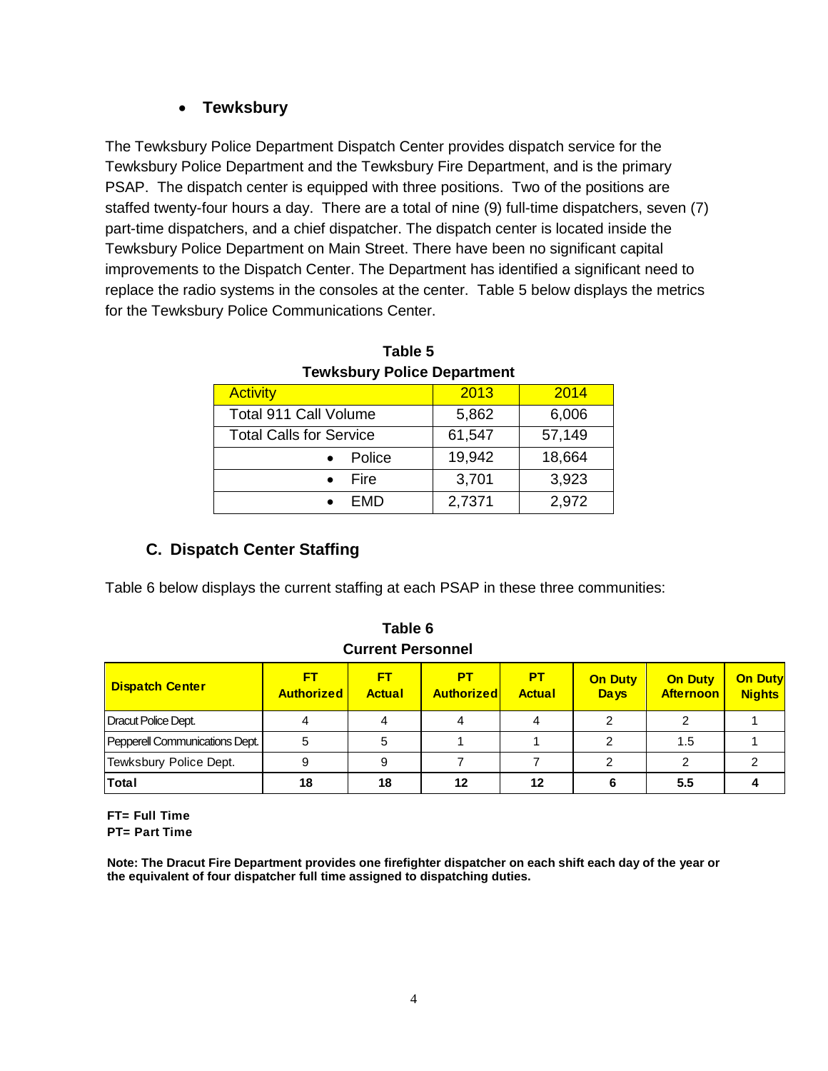- **Tewksbury**

The Tewksbury Police Department Dispatch Center provides dispatch service for the Tewksbury Police Department and the Tewksbury Fire Department, and is the primary PSAP. The dispatch center is equipped with three positions. Two of the positions are staffed twenty-four hours a day. There are a total of nine (9) full-time dispatchers, seven (7) part-time dispatchers, and a chief dispatcher. The dispatch center is located inside the Tewksbury Police Department on Main Street. There have been no significant capital improvements to the Dispatch Center. The Department has identified a significant need to replace the radio systems in the consoles at the center. Table 5 below displays the metrics for the Tewksbury Police Communications Center.

**Table 5**
**Tewksbury Police Department**

| Activity | 2013 | 2014 |
|---|---|---|
| Total 911 Call Volume | 5,862 | 6,006 |
| Total Calls for Service | 61,547 | 57,149 |
| • Police | 19,942 | 18,664 |
| • Fire | 3,701 | 3,923 |
| • EMD | 2,7371 | 2,972 |

## C. Dispatch Center Staffing

Table 6 below displays the current staffing at each PSAP in these three communities:

**Table 6**
**Current Personnel**

| Dispatch Center | FT Authorized | FT Actual | PT Authorized | PT Actual | On Duty Days | On Duty Afternoon | On Duty Nights |
|---|---|---|---|---|---|---|---|
| Dracut Police Dept. | 4 | 4 | 4 | 4 | 2 | 2 | 1 |
| Pepperell Communications Dept. | 5 | 5 | 1 | 1 | 2 | 1.5 | 1 |
| Tewksbury Police Dept. | 9 | 9 | 7 | 7 | 2 | 2 | 2 |
| **Total** | **18** | **18** | **12** | **12** | **6** | **5.5** | **4** |

**FT= Full Time**
**PT= Part Time**

**Note: The Dracut Fire Department provides one firefighter dispatcher on each shift each day of the year or the equivalent of four dispatcher full time assigned to dispatching duties.**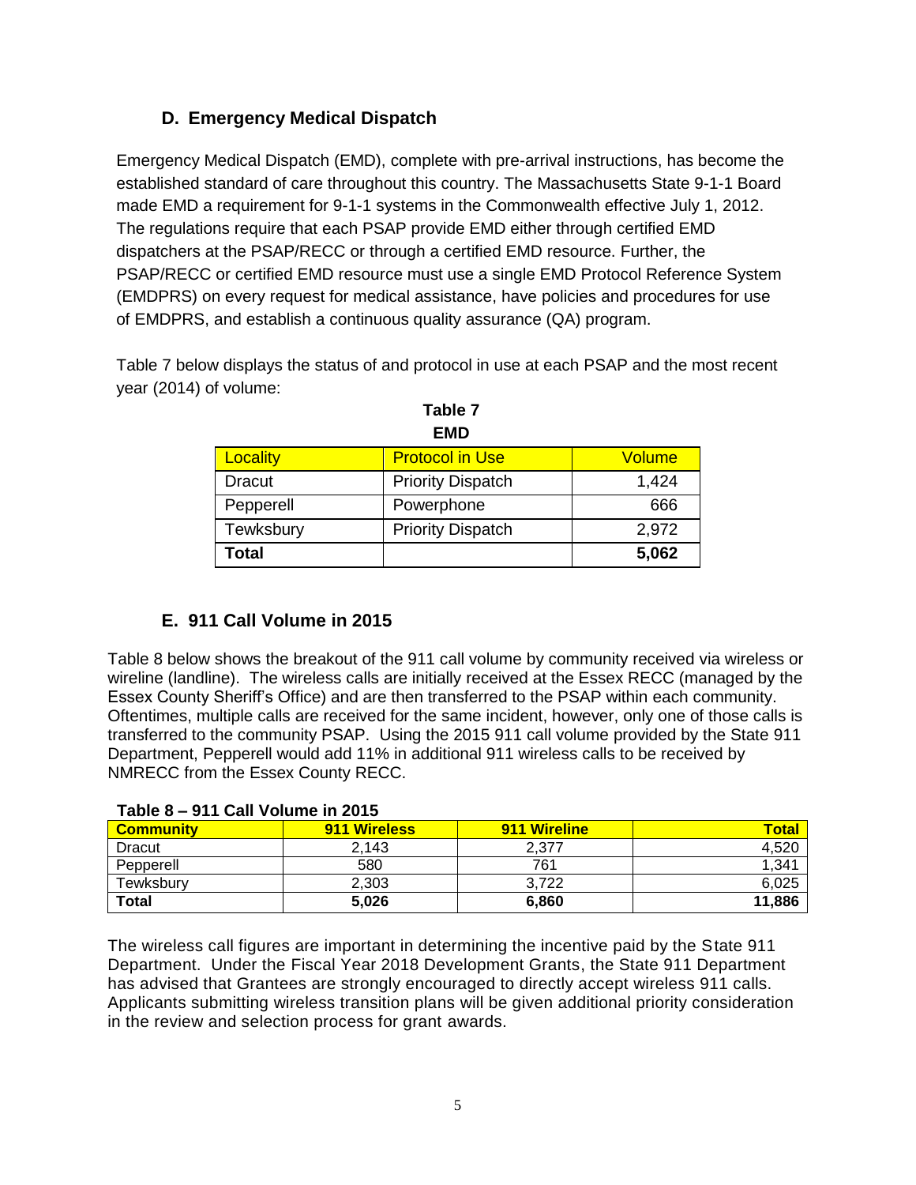## D. Emergency Medical Dispatch

Emergency Medical Dispatch (EMD), complete with pre-arrival instructions, has become the established standard of care throughout this country. The Massachusetts State 9-1-1 Board made EMD a requirement for 9-1-1 systems in the Commonwealth effective July 1, 2012. The regulations require that each PSAP provide EMD either through certified EMD dispatchers at the PSAP/RECC or through a certified EMD resource. Further, the PSAP/RECC or certified EMD resource must use a single EMD Protocol Reference System (EMDPRS) on every request for medical assistance, have policies and procedures for use of EMDPRS, and establish a continuous quality assurance (QA) program.

Table 7 below displays the status of and protocol in use at each PSAP and the most recent year (2014) of volume:

**Table 7**
**EMD**

| Locality | Protocol in Use | Volume |
|---|---|---|
| Dracut | Priority Dispatch | 1,424 |
| Pepperell | Powerphone | 666 |
| Tewksbury | Priority Dispatch | 2,972 |
| **Total** | | **5,062** |

## E. 911 Call Volume in 2015

Table 8 below shows the breakout of the 911 call volume by community received via wireless or wireline (landline). The wireless calls are initially received at the Essex RECC (managed by the Essex County Sheriff's Office) and are then transferred to the PSAP within each community. Oftentimes, multiple calls are received for the same incident, however, only one of those calls is transferred to the community PSAP. Using the 2015 911 call volume provided by the State 911 Department, Pepperell would add 11% in additional 911 wireless calls to be received by NMRECC from the Essex County RECC.

**Table 8 – 911 Call Volume in 2015**

| Community | 911 Wireless | 911 Wireline | Total |
|---|---|---|---|
| Dracut | 2,143 | 2,377 | 4,520 |
| Pepperell | 580 | 761 | 1,341 |
| Tewksbury | 2,303 | 3,722 | 6,025 |
| **Total** | **5,026** | **6,860** | **11,886** |

The wireless call figures are important in determining the incentive paid by the State 911 Department. Under the Fiscal Year 2018 Development Grants, the State 911 Department has advised that Grantees are strongly encouraged to directly accept wireless 911 calls. Applicants submitting wireless transition plans will be given additional priority consideration in the review and selection process for grant awards.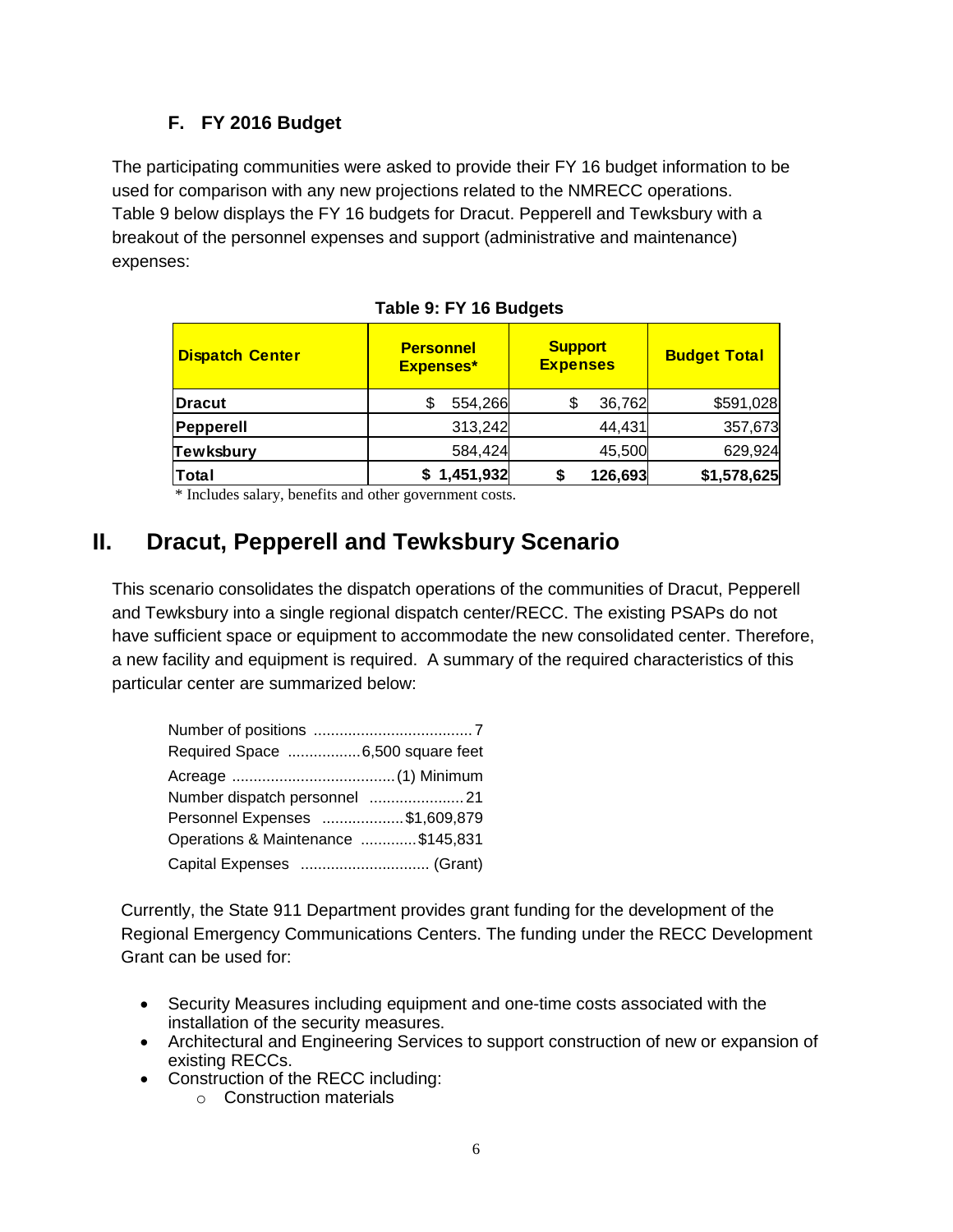### F. FY 2016 Budget

The participating communities were asked to provide their FY 16 budget information to be used for comparison with any new projections related to the NMRECC operations. Table 9 below displays the FY 16 budgets for Dracut. Pepperell and Tewksbury with a breakout of the personnel expenses and support (administrative and maintenance) expenses:

**Table 9: FY 16 Budgets**

| Dispatch Center | Personnel Expenses* | Support Expenses | Budget Total |
|---|---|---|---|
| **Dracut** | $ 554,266 | $ 36,762 | $591,028 |
| **Pepperell** | 313,242 | 44,431 | 357,673 |
| **Tewksbury** | 584,424 | 45,500 | 629,924 |
| **Total** | **$ 1,451,932** | **$ 126,693** | **$1,578,625** |

* Includes salary, benefits and other government costs.

## II. Dracut, Pepperell and Tewksbury Scenario

This scenario consolidates the dispatch operations of the communities of Dracut, Pepperell and Tewksbury into a single regional dispatch center/RECC. The existing PSAPs do not have sufficient space or equipment to accommodate the new consolidated center. Therefore, a new facility and equipment is required. A summary of the required characteristics of this particular center are summarized below:

Number of positions ..................................... 7
Required Space ................. 6,500 square feet
Acreage ...................................... (1) Minimum
Number dispatch personnel ...................... 21
Personnel Expenses ................... $1,609,879
Operations & Maintenance ............. $145,831
Capital Expenses .............................. (Grant)

Currently, the State 911 Department provides grant funding for the development of the Regional Emergency Communications Centers. The funding under the RECC Development Grant can be used for:

- Security Measures including equipment and one-time costs associated with the installation of the security measures.
- Architectural and Engineering Services to support construction of new or expansion of existing RECCs.
- Construction of the RECC including:
  - Construction materials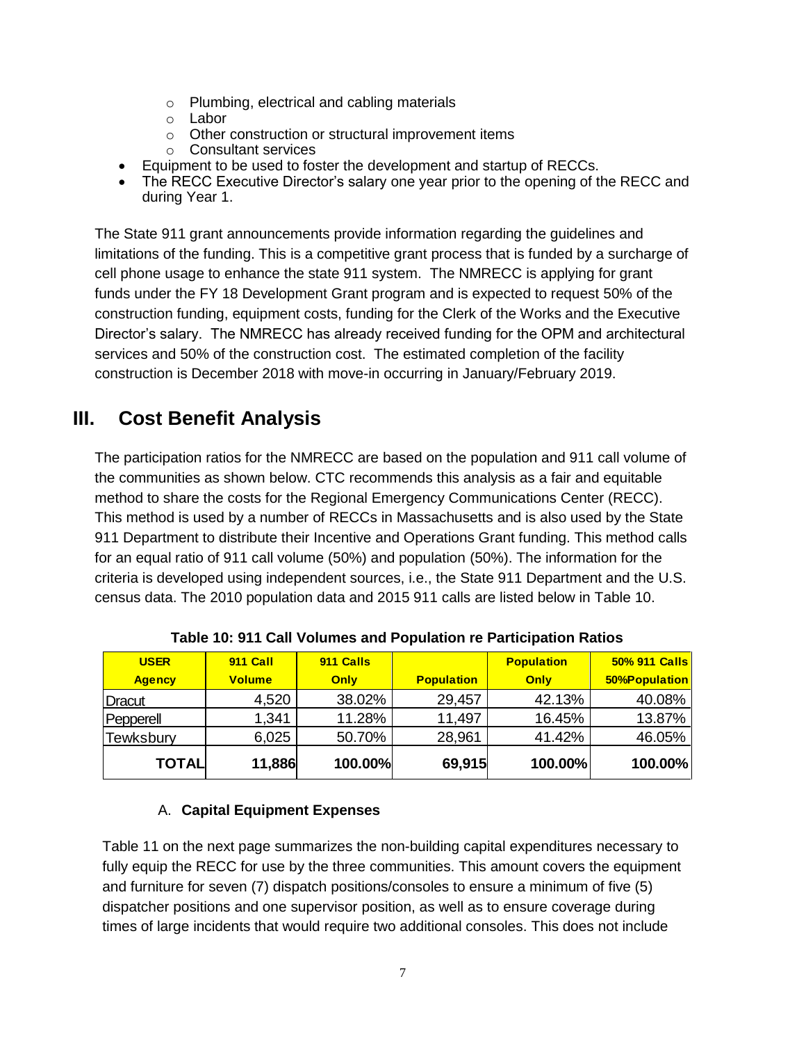- Plumbing, electrical and cabling materials
  - Labor
  - Other construction or structural improvement items
  - Consultant services
- Equipment to be used to foster the development and startup of RECCs.
- The RECC Executive Director's salary one year prior to the opening of the RECC and during Year 1.

The State 911 grant announcements provide information regarding the guidelines and limitations of the funding. This is a competitive grant process that is funded by a surcharge of cell phone usage to enhance the state 911 system. The NMRECC is applying for grant funds under the FY 18 Development Grant program and is expected to request 50% of the construction funding, equipment costs, funding for the Clerk of the Works and the Executive Director's salary. The NMRECC has already received funding for the OPM and architectural services and 50% of the construction cost. The estimated completion of the facility construction is December 2018 with move-in occurring in January/February 2019.

# III. Cost Benefit Analysis

The participation ratios for the NMRECC are based on the population and 911 call volume of the communities as shown below. CTC recommends this analysis as a fair and equitable method to share the costs for the Regional Emergency Communications Center (RECC). This method is used by a number of RECCs in Massachusetts and is also used by the State 911 Department to distribute their Incentive and Operations Grant funding. This method calls for an equal ratio of 911 call volume (50%) and population (50%). The information for the criteria is developed using independent sources, i.e., the State 911 Department and the U.S. census data. The 2010 population data and 2015 911 calls are listed below in Table 10.

**Table 10: 911 Call Volumes and Population re Participation Ratios**

| USER Agency | 911 Call Volume | 911 Calls Only | Population | Population Only | 50% 911 Calls 50%Population |
|---|---|---|---|---|---|
| Dracut | 4,520 | 38.02% | 29,457 | 42.13% | 40.08% |
| Pepperell | 1,341 | 11.28% | 11,497 | 16.45% | 13.87% |
| Tewksbury | 6,025 | 50.70% | 28,961 | 41.42% | 46.05% |
| **TOTAL** | **11,886** | **100.00%** | **69,915** | **100.00%** | **100.00%** |

## A. Capital Equipment Expenses

Table 11 on the next page summarizes the non-building capital expenditures necessary to fully equip the RECC for use by the three communities. This amount covers the equipment and furniture for seven (7) dispatch positions/consoles to ensure a minimum of five (5) dispatcher positions and one supervisor position, as well as to ensure coverage during times of large incidents that would require two additional consoles. This does not include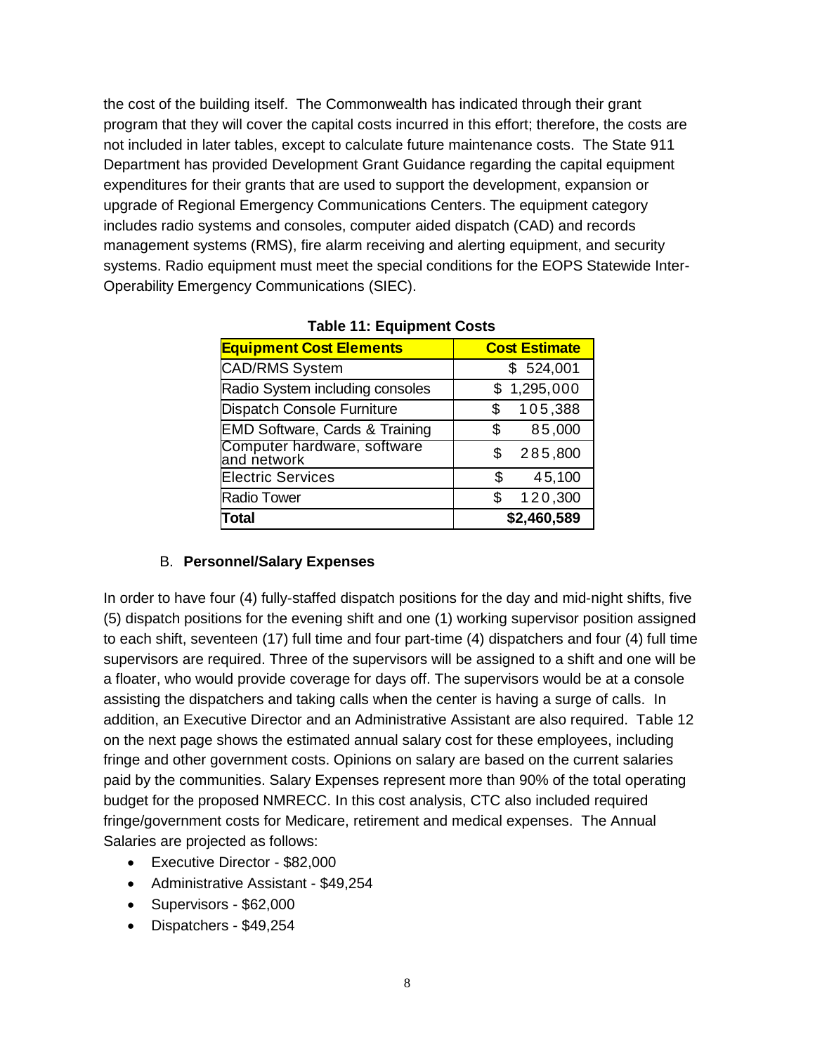the cost of the building itself. The Commonwealth has indicated through their grant program that they will cover the capital costs incurred in this effort; therefore, the costs are not included in later tables, except to calculate future maintenance costs. The State 911 Department has provided Development Grant Guidance regarding the capital equipment expenditures for their grants that are used to support the development, expansion or upgrade of Regional Emergency Communications Centers. The equipment category includes radio systems and consoles, computer aided dispatch (CAD) and records management systems (RMS), fire alarm receiving and alerting equipment, and security systems. Radio equipment must meet the special conditions for the EOPS Statewide Inter-Operability Emergency Communications (SIEC).

**Table 11: Equipment Costs**

| Equipment Cost Elements | Cost Estimate |
|---|---|
| CAD/RMS System | $ 524,001 |
| Radio System including consoles | $ 1,295,000 |
| Dispatch Console Furniture | $ 105,388 |
| EMD Software, Cards & Training | $ 85,000 |
| Computer hardware, software and network | $ 285,800 |
| Electric Services | $ 45,100 |
| Radio Tower | $ 120,300 |
| **Total** | **$2,460,589** |

B. **Personnel/Salary Expenses**

In order to have four (4) fully-staffed dispatch positions for the day and mid-night shifts, five (5) dispatch positions for the evening shift and one (1) working supervisor position assigned to each shift, seventeen (17) full time and four part-time (4) dispatchers and four (4) full time supervisors are required. Three of the supervisors will be assigned to a shift and one will be a floater, who would provide coverage for days off. The supervisors would be at a console assisting the dispatchers and taking calls when the center is having a surge of calls. In addition, an Executive Director and an Administrative Assistant are also required. Table 12 on the next page shows the estimated annual salary cost for these employees, including fringe and other government costs. Opinions on salary are based on the current salaries paid by the communities. Salary Expenses represent more than 90% of the total operating budget for the proposed NMRECC. In this cost analysis, CTC also included required fringe/government costs for Medicare, retirement and medical expenses. The Annual Salaries are projected as follows:

- Executive Director - $82,000
- Administrative Assistant - $49,254
- Supervisors - $62,000
- Dispatchers - $49,254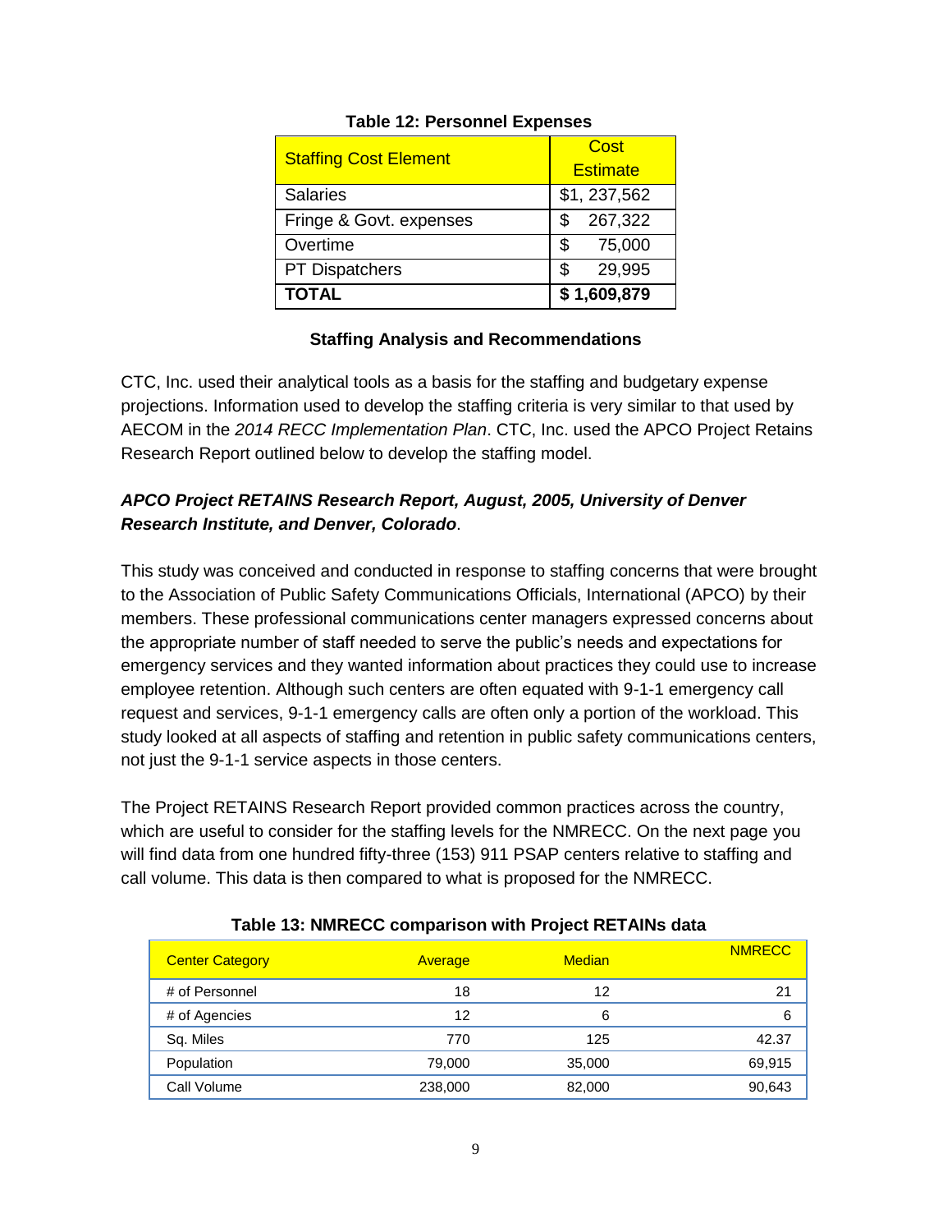**Table 12: Personnel Expenses**

| Staffing Cost Element | Cost Estimate |
| --- | --- |
| Salaries | $1, 237,562 |
| Fringe & Govt. expenses | $ 267,322 |
| Overtime | $ 75,000 |
| PT Dispatchers | $ 29,995 |
| **TOTAL** | **$ 1,609,879** |

### Staffing Analysis and Recommendations

CTC, Inc. used their analytical tools as a basis for the staffing and budgetary expense projections. Information used to develop the staffing criteria is very similar to that used by AECOM in the *2014 RECC Implementation Plan*. CTC, Inc. used the APCO Project Retains Research Report outlined below to develop the staffing model.

***APCO Project RETAINS Research Report, August, 2005, University of Denver Research Institute, and Denver, Colorado***.

This study was conceived and conducted in response to staffing concerns that were brought to the Association of Public Safety Communications Officials, International (APCO) by their members. These professional communications center managers expressed concerns about the appropriate number of staff needed to serve the public's needs and expectations for emergency services and they wanted information about practices they could use to increase employee retention. Although such centers are often equated with 9-1-1 emergency call request and services, 9-1-1 emergency calls are often only a portion of the workload. This study looked at all aspects of staffing and retention in public safety communications centers, not just the 9-1-1 service aspects in those centers.

The Project RETAINS Research Report provided common practices across the country, which are useful to consider for the staffing levels for the NMRECC. On the next page you will find data from one hundred fifty-three (153) 911 PSAP centers relative to staffing and call volume. This data is then compared to what is proposed for the NMRECC.

**Table 13: NMRECC comparison with Project RETAINs data**

| Center Category | Average | Median | NMRECC |
| --- | --- | --- | --- |
| # of Personnel | 18 | 12 | 21 |
| # of Agencies | 12 | 6 | 6 |
| Sq. Miles | 770 | 125 | 42.37 |
| Population | 79,000 | 35,000 | 69,915 |
| Call Volume | 238,000 | 82,000 | 90,643 |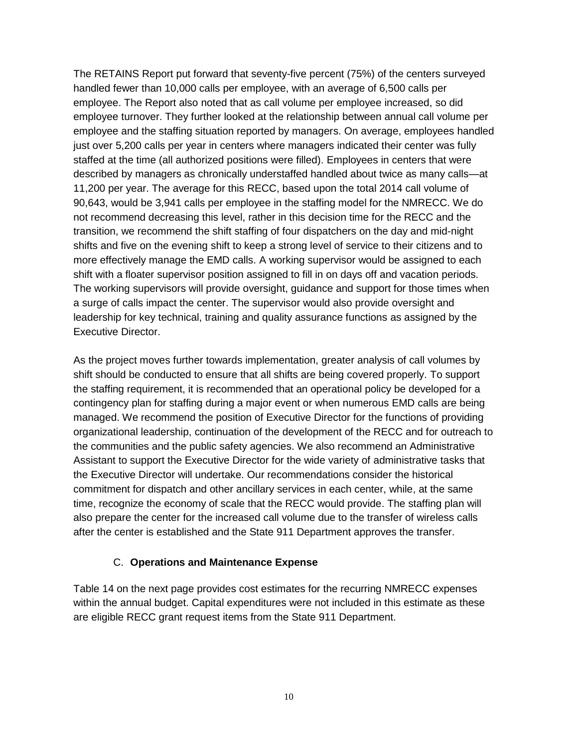The RETAINS Report put forward that seventy-five percent (75%) of the centers surveyed handled fewer than 10,000 calls per employee, with an average of 6,500 calls per employee. The Report also noted that as call volume per employee increased, so did employee turnover. They further looked at the relationship between annual call volume per employee and the staffing situation reported by managers. On average, employees handled just over 5,200 calls per year in centers where managers indicated their center was fully staffed at the time (all authorized positions were filled). Employees in centers that were described by managers as chronically understaffed handled about twice as many calls—at 11,200 per year. The average for this RECC, based upon the total 2014 call volume of 90,643, would be 3,941 calls per employee in the staffing model for the NMRECC. We do not recommend decreasing this level, rather in this decision time for the RECC and the transition, we recommend the shift staffing of four dispatchers on the day and mid-night shifts and five on the evening shift to keep a strong level of service to their citizens and to more effectively manage the EMD calls. A working supervisor would be assigned to each shift with a floater supervisor position assigned to fill in on days off and vacation periods. The working supervisors will provide oversight, guidance and support for those times when a surge of calls impact the center. The supervisor would also provide oversight and leadership for key technical, training and quality assurance functions as assigned by the Executive Director.

As the project moves further towards implementation, greater analysis of call volumes by shift should be conducted to ensure that all shifts are being covered properly. To support the staffing requirement, it is recommended that an operational policy be developed for a contingency plan for staffing during a major event or when numerous EMD calls are being managed. We recommend the position of Executive Director for the functions of providing organizational leadership, continuation of the development of the RECC and for outreach to the communities and the public safety agencies. We also recommend an Administrative Assistant to support the Executive Director for the wide variety of administrative tasks that the Executive Director will undertake. Our recommendations consider the historical commitment for dispatch and other ancillary services in each center, while, at the same time, recognize the economy of scale that the RECC would provide. The staffing plan will also prepare the center for the increased call volume due to the transfer of wireless calls after the center is established and the State 911 Department approves the transfer.

### C. Operations and Maintenance Expense

Table 14 on the next page provides cost estimates for the recurring NMRECC expenses within the annual budget. Capital expenditures were not included in this estimate as these are eligible RECC grant request items from the State 911 Department.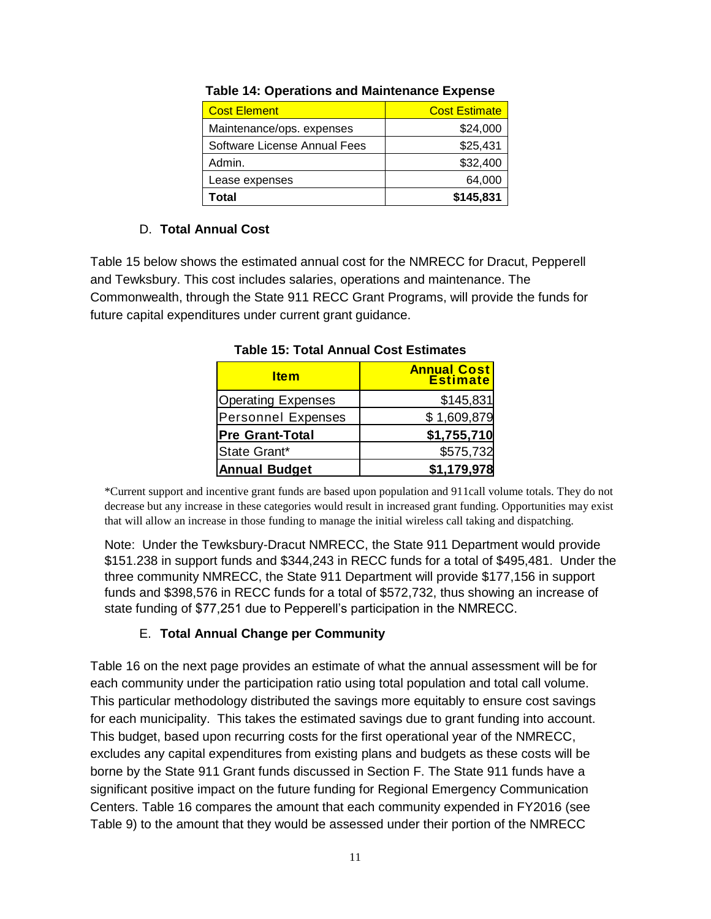**Table 14: Operations and Maintenance Expense**

| Cost Element | Cost Estimate |
| --- | --- |
| Maintenance/ops. expenses | $24,000 |
| Software License Annual Fees | $25,431 |
| Admin. | $32,400 |
| Lease expenses | 64,000 |
| **Total** | **$145,831** |

D. **Total Annual Cost**

Table 15 below shows the estimated annual cost for the NMRECC for Dracut, Pepperell and Tewksbury. This cost includes salaries, operations and maintenance. The Commonwealth, through the State 911 RECC Grant Programs, will provide the funds for future capital expenditures under current grant guidance.

**Table 15: Total Annual Cost Estimates**

| Item | Annual Cost Estimate |
| --- | --- |
| Operating Expenses | $145,831 |
| Personnel Expenses | $ 1,609,879 |
| **Pre Grant-Total** | **$1,755,710** |
| State Grant* | $575,732 |
| **Annual Budget** | **$1,179,978** |

*Current support and incentive grant funds are based upon population and 911call volume totals. They do not decrease but any increase in these categories would result in increased grant funding. Opportunities may exist that will allow an increase in those funding to manage the initial wireless call taking and dispatching.

Note: Under the Tewksbury-Dracut NMRECC, the State 911 Department would provide $151.238 in support funds and $344,243 in RECC funds for a total of $495,481. Under the three community NMRECC, the State 911 Department will provide $177,156 in support funds and $398,576 in RECC funds for a total of $572,732, thus showing an increase of state funding of $77,251 due to Pepperell's participation in the NMRECC.

E. **Total Annual Change per Community**

Table 16 on the next page provides an estimate of what the annual assessment will be for each community under the participation ratio using total population and total call volume. This particular methodology distributed the savings more equitably to ensure cost savings for each municipality. This takes the estimated savings due to grant funding into account. This budget, based upon recurring costs for the first operational year of the NMRECC, excludes any capital expenditures from existing plans and budgets as these costs will be borne by the State 911 Grant funds discussed in Section F. The State 911 funds have a significant positive impact on the future funding for Regional Emergency Communication Centers. Table 16 compares the amount that each community expended in FY2016 (see Table 9) to the amount that they would be assessed under their portion of the NMRECC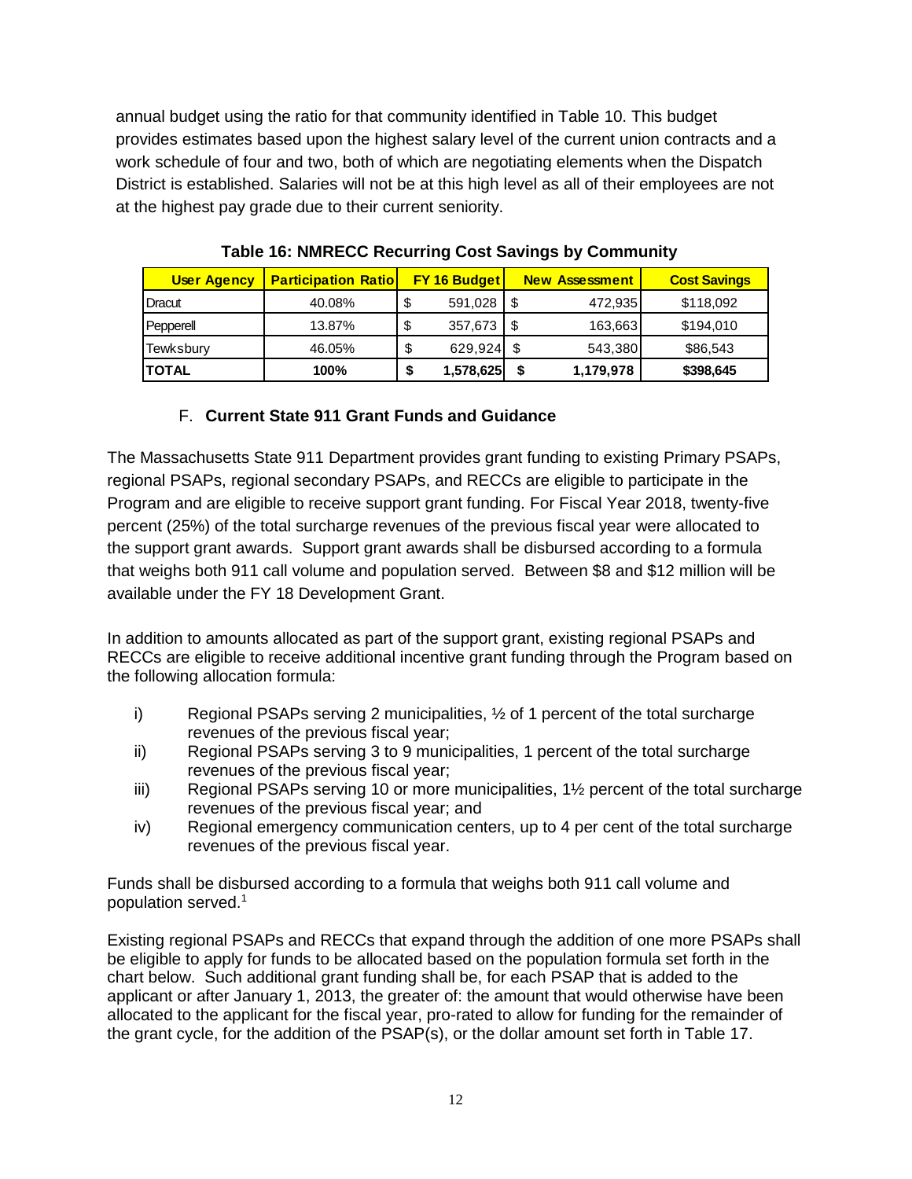annual budget using the ratio for that community identified in Table 10. This budget provides estimates based upon the highest salary level of the current union contracts and a work schedule of four and two, both of which are negotiating elements when the Dispatch District is established. Salaries will not be at this high level as all of their employees are not at the highest pay grade due to their current seniority.

**Table 16: NMRECC Recurring Cost Savings by Community**

| User Agency | Participation Ratio | FY 16 Budget | New Assessment | Cost Savings |
|---|---|---|---|---|
| Dracut | 40.08% | $ 591,028 | $ 472,935 | $118,092 |
| Pepperell | 13.87% | $ 357,673 | $ 163,663 | $194,010 |
| Tewksbury | 46.05% | $ 629,924 | $ 543,380 | $86,543 |
| **TOTAL** | **100%** | **$ 1,578,625** | **$ 1,179,978** | **$398,645** |

## F. Current State 911 Grant Funds and Guidance

The Massachusetts State 911 Department provides grant funding to existing Primary PSAPs, regional PSAPs, regional secondary PSAPs, and RECCs are eligible to participate in the Program and are eligible to receive support grant funding. For Fiscal Year 2018, twenty-five percent (25%) of the total surcharge revenues of the previous fiscal year were allocated to the support grant awards. Support grant awards shall be disbursed according to a formula that weighs both 911 call volume and population served. Between $8 and $12 million will be available under the FY 18 Development Grant.

In addition to amounts allocated as part of the support grant, existing regional PSAPs and RECCs are eligible to receive additional incentive grant funding through the Program based on the following allocation formula:

i) Regional PSAPs serving 2 municipalities, ½ of 1 percent of the total surcharge revenues of the previous fiscal year;

ii) Regional PSAPs serving 3 to 9 municipalities, 1 percent of the total surcharge revenues of the previous fiscal year;

iii) Regional PSAPs serving 10 or more municipalities, 1½ percent of the total surcharge revenues of the previous fiscal year; and

iv) Regional emergency communication centers, up to 4 per cent of the total surcharge revenues of the previous fiscal year.

Funds shall be disbursed according to a formula that weighs both 911 call volume and population served.[1]

Existing regional PSAPs and RECCs that expand through the addition of one more PSAPs shall be eligible to apply for funds to be allocated based on the population formula set forth in the chart below. Such additional grant funding shall be, for each PSAP that is added to the applicant or after January 1, 2013, the greater of: the amount that would otherwise have been allocated to the applicant for the fiscal year, pro-rated to allow for funding for the remainder of the grant cycle, for the addition of the PSAP(s), or the dollar amount set forth in Table 17.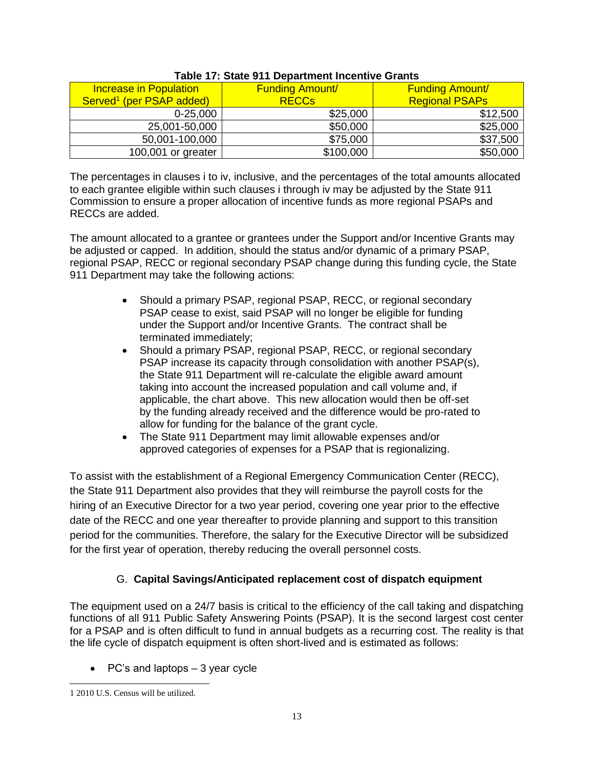**Table 17: State 911 Department Incentive Grants**

| Increase in Population Served[1] (per PSAP added) | Funding Amount/ RECCs | Funding Amount/ Regional PSAPs |
|---|---|---|
| 0-25,000 | $25,000 | $12,500 |
| 25,001-50,000 | $50,000 | $25,000 |
| 50,001-100,000 | $75,000 | $37,500 |
| 100,001 or greater | $100,000 | $50,000 |

The percentages in clauses i to iv, inclusive, and the percentages of the total amounts allocated to each grantee eligible within such clauses i through iv may be adjusted by the State 911 Commission to ensure a proper allocation of incentive funds as more regional PSAPs and RECCs are added.

The amount allocated to a grantee or grantees under the Support and/or Incentive Grants may be adjusted or capped. In addition, should the status and/or dynamic of a primary PSAP, regional PSAP, RECC or regional secondary PSAP change during this funding cycle, the State 911 Department may take the following actions:

- Should a primary PSAP, regional PSAP, RECC, or regional secondary PSAP cease to exist, said PSAP will no longer be eligible for funding under the Support and/or Incentive Grants. The contract shall be terminated immediately;
- Should a primary PSAP, regional PSAP, RECC, or regional secondary PSAP increase its capacity through consolidation with another PSAP(s), the State 911 Department will re-calculate the eligible award amount taking into account the increased population and call volume and, if applicable, the chart above. This new allocation would then be off-set by the funding already received and the difference would be pro-rated to allow for funding for the balance of the grant cycle.
- The State 911 Department may limit allowable expenses and/or approved categories of expenses for a PSAP that is regionalizing.

To assist with the establishment of a Regional Emergency Communication Center (RECC), the State 911 Department also provides that they will reimburse the payroll costs for the hiring of an Executive Director for a two year period, covering one year prior to the effective date of the RECC and one year thereafter to provide planning and support to this transition period for the communities. Therefore, the salary for the Executive Director will be subsidized for the first year of operation, thereby reducing the overall personnel costs.

### G. Capital Savings/Anticipated replacement cost of dispatch equipment

The equipment used on a 24/7 basis is critical to the efficiency of the call taking and dispatching functions of all 911 Public Safety Answering Points (PSAP). It is the second largest cost center for a PSAP and is often difficult to fund in annual budgets as a recurring cost. The reality is that the life cycle of dispatch equipment is often short-lived and is estimated as follows:

- PC's and laptops – 3 year cycle

[1] 2010 U.S. Census will be utilized.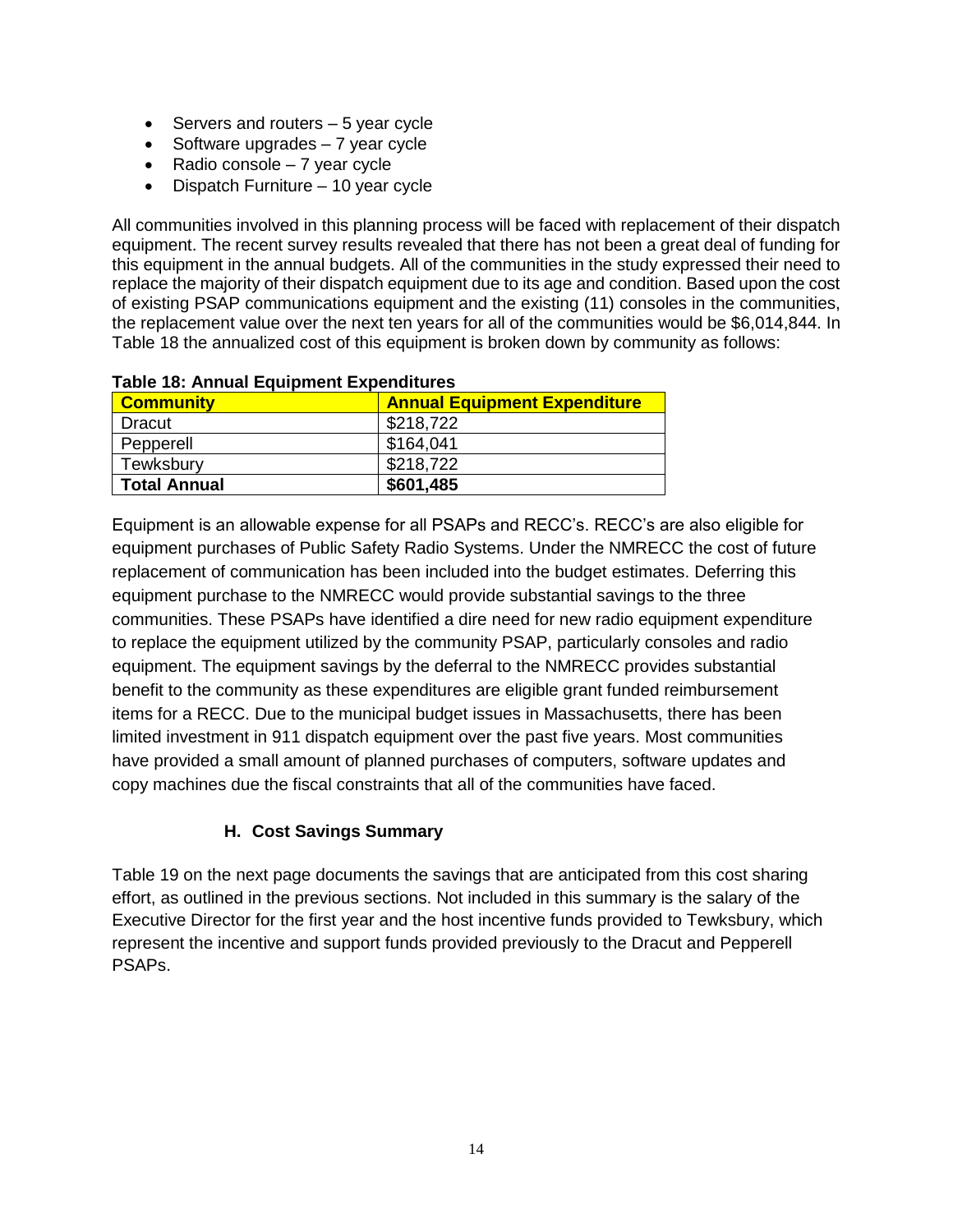- Servers and routers – 5 year cycle
- Software upgrades – 7 year cycle
- Radio console – 7 year cycle
- Dispatch Furniture – 10 year cycle

All communities involved in this planning process will be faced with replacement of their dispatch equipment. The recent survey results revealed that there has not been a great deal of funding for this equipment in the annual budgets. All of the communities in the study expressed their need to replace the majority of their dispatch equipment due to its age and condition. Based upon the cost of existing PSAP communications equipment and the existing (11) consoles in the communities, the replacement value over the next ten years for all of the communities would be $6,014,844. In Table 18 the annualized cost of this equipment is broken down by community as follows:

**Table 18: Annual Equipment Expenditures**

| Community | Annual Equipment Expenditure |
| --- | --- |
| Dracut | $218,722 |
| Pepperell | $164,041 |
| Tewksbury | $218,722 |
| **Total Annual** | **$601,485** |

Equipment is an allowable expense for all PSAPs and RECC's. RECC's are also eligible for equipment purchases of Public Safety Radio Systems. Under the NMRECC the cost of future replacement of communication has been included into the budget estimates. Deferring this equipment purchase to the NMRECC would provide substantial savings to the three communities. These PSAPs have identified a dire need for new radio equipment expenditure to replace the equipment utilized by the community PSAP, particularly consoles and radio equipment. The equipment savings by the deferral to the NMRECC provides substantial benefit to the community as these expenditures are eligible grant funded reimbursement items for a RECC. Due to the municipal budget issues in Massachusetts, there has been limited investment in 911 dispatch equipment over the past five years. Most communities have provided a small amount of planned purchases of computers, software updates and copy machines due the fiscal constraints that all of the communities have faced.

### H. Cost Savings Summary

Table 19 on the next page documents the savings that are anticipated from this cost sharing effort, as outlined in the previous sections. Not included in this summary is the salary of the Executive Director for the first year and the host incentive funds provided to Tewksbury, which represent the incentive and support funds provided previously to the Dracut and Pepperell PSAPs.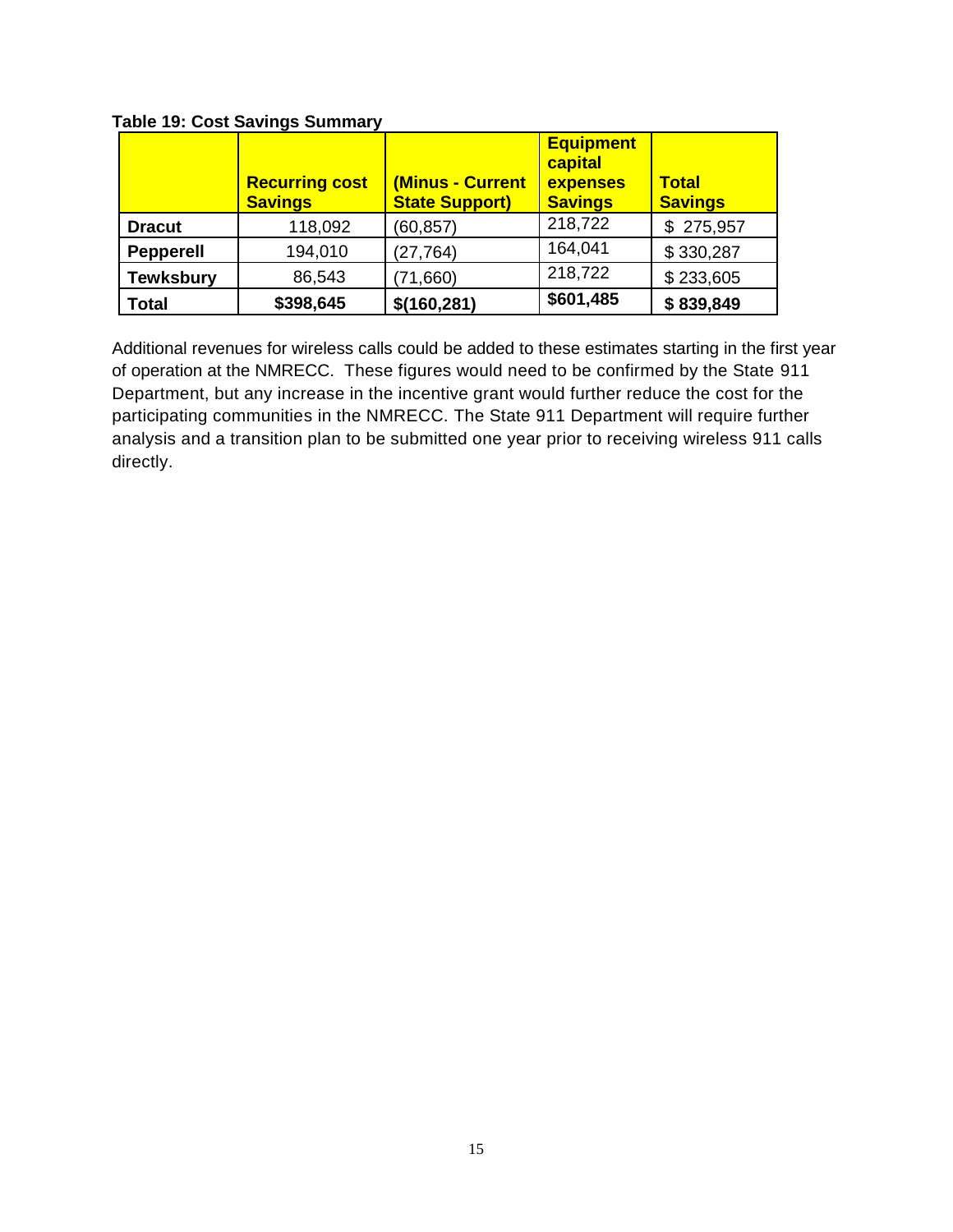**Table 19: Cost Savings Summary**

| | Recurring cost Savings | (Minus - Current State Support) | Equipment capital expenses Savings | Total Savings |
|---|---|---|---|---|
| **Dracut** | 118,092 | (60,857) | 218,722 | $ 275,957 |
| **Pepperell** | 194,010 | (27,764) | 164,041 | $ 330,287 |
| **Tewksbury** | 86,543 | (71,660) | 218,722 | $ 233,605 |
| **Total** | **$398,645** | **$(160,281)** | **$601,485** | **$ 839,849** |

Additional revenues for wireless calls could be added to these estimates starting in the first year of operation at the NMRECC. These figures would need to be confirmed by the State 911 Department, but any increase in the incentive grant would further reduce the cost for the participating communities in the NMRECC. The State 911 Department will require further analysis and a transition plan to be submitted one year prior to receiving wireless 911 calls directly.